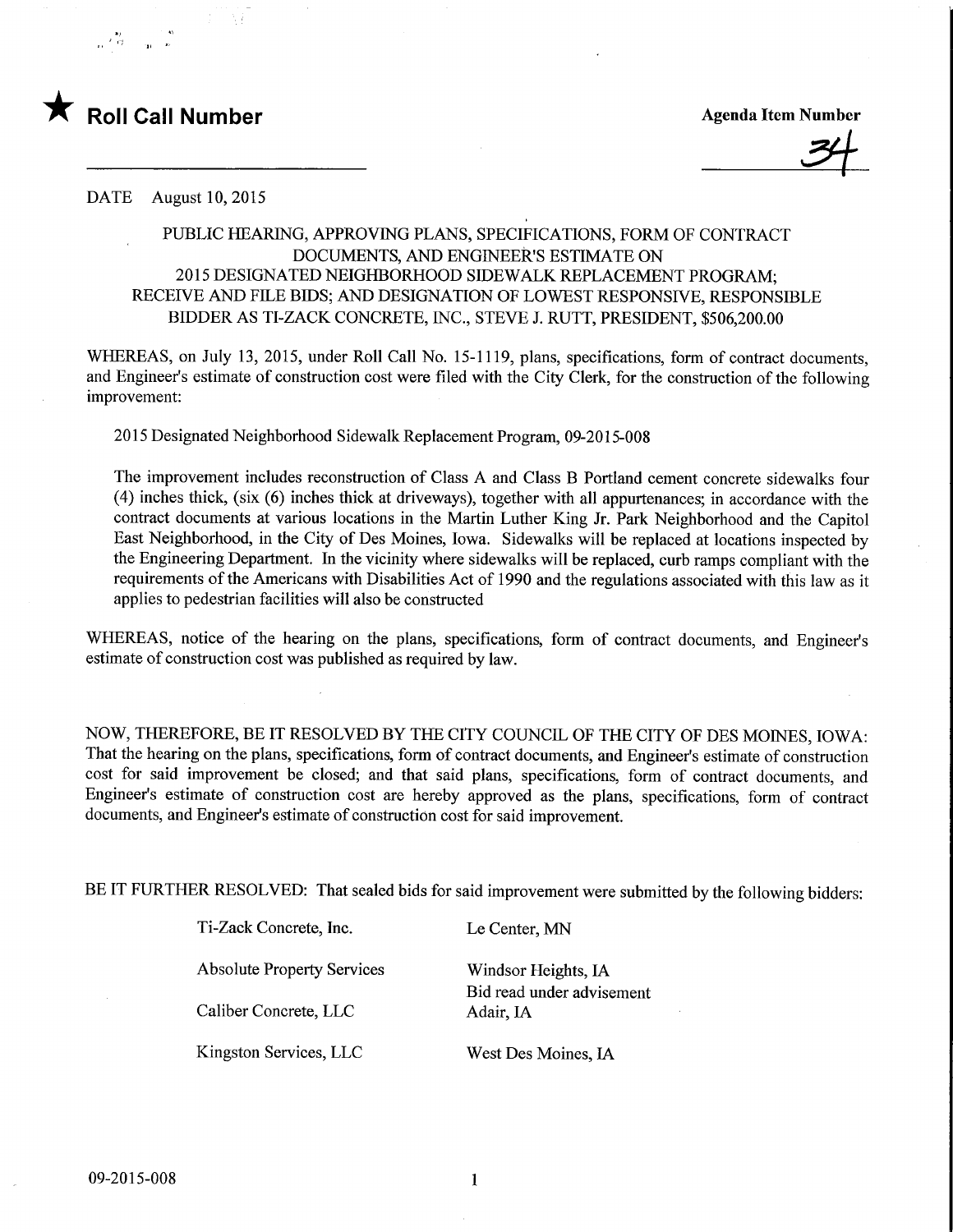★ **Roll Call Number**

**Agenda Item Number**

34

DATE August 10, 2015

PUBLIC HEARING, APPROVING PLANS, SPECIFICATIONS, FORM OF CONTRACT DOCUMENTS, AND ENGINEER'S ESTIMATE ON 2015 DESIGNATED NEIGHBORHOOD SIDEWALK REPLACEMENT PROGRAM; RECEIVE AND FILE BIDS; AND DESIGNATION OF LOWEST RESPONSIVE, RESPONSIBLE BIDDER AS TI-ZACK CONCRETE, INC., STEVE J. RUTT, PRESIDENT, $506,200.00

WHEREAS, on July 13, 2015, under Roll Call No. 15-1119, plans, specifications, form of contract documents, and Engineer's estimate of construction cost were filed with the City Clerk, for the construction of the following improvement:

2015 Designated Neighborhood Sidewalk Replacement Program, 09-2015-008

The improvement includes reconstruction of Class A and Class B Portland cement concrete sidewalks four (4) inches thick, (six (6) inches thick at driveways), together with all appurtenances; in accordance with the contract documents at various locations in the Martin Luther King Jr. Park Neighborhood and the Capitol East Neighborhood, in the City of Des Moines, Iowa. Sidewalks will be replaced at locations inspected by the Engineering Department. In the vicinity where sidewalks will be replaced, curb ramps compliant with the requirements of the Americans with Disabilities Act of 1990 and the regulations associated with this law as it applies to pedestrian facilities will also be constructed

WHEREAS, notice of the hearing on the plans, specifications, form of contract documents, and Engineer's estimate of construction cost was published as required by law.

NOW, THEREFORE, BE IT RESOLVED BY THE CITY COUNCIL OF THE CITY OF DES MOINES, IOWA: That the hearing on the plans, specifications, form of contract documents, and Engineer's estimate of construction cost for said improvement be closed; and that said plans, specifications, form of contract documents, and Engineer's estimate of construction cost are hereby approved as the plans, specifications, form of contract documents, and Engineer's estimate of construction cost for said improvement.

BE IT FURTHER RESOLVED: That sealed bids for said improvement were submitted by the following bidders:

| | |
|---|---|
| Ti-Zack Concrete, Inc. | Le Center, MN |
| Absolute Property Services | Windsor Heights, IA<br>Bid read under advisement |
| Caliber Concrete, LLC | Adair, IA |
| Kingston Services, LLC | West Des Moines, IA |

09-2015-008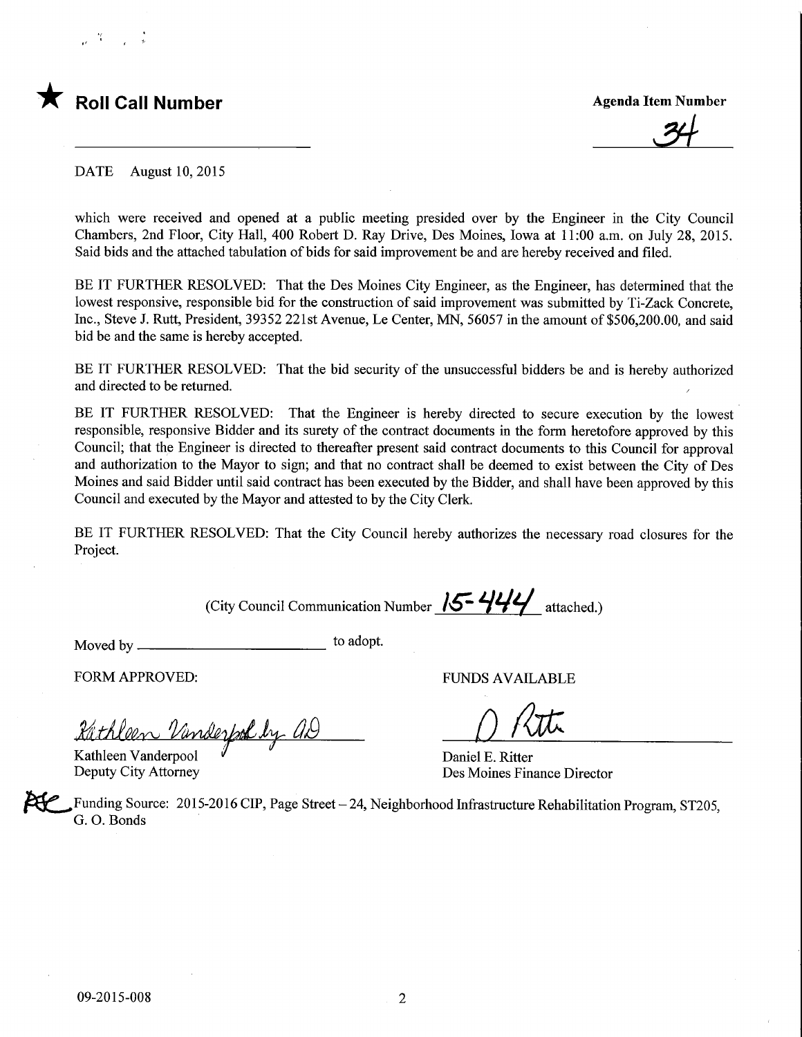★ **Roll Call Number**

**Agenda Item Number**

34

DATE August 10, 2015

which were received and opened at a public meeting presided over by the Engineer in the City Council Chambers, 2nd Floor, City Hall, 400 Robert D. Ray Drive, Des Moines, Iowa at 11:00 a.m. on July 28, 2015. Said bids and the attached tabulation of bids for said improvement be and are hereby received and filed.

BE IT FURTHER RESOLVED: That the Des Moines City Engineer, as the Engineer, has determined that the lowest responsive, responsible bid for the construction of said improvement was submitted by Ti-Zack Concrete, Inc., Steve J. Rutt, President, 39352 221st Avenue, Le Center, MN, 56057 in the amount of $506,200.00, and said bid be and the same is hereby accepted.

BE IT FURTHER RESOLVED: That the bid security of the unsuccessful bidders be and is hereby authorized and directed to be returned.

BE IT FURTHER RESOLVED: That the Engineer is hereby directed to secure execution by the lowest responsible, responsive Bidder and its surety of the contract documents in the form heretofore approved by this Council; that the Engineer is directed to thereafter present said contract documents to this Council for approval and authorization to the Mayor to sign; and that no contract shall be deemed to exist between the City of Des Moines and said Bidder until said contract has been executed by the Bidder, and shall have been approved by this Council and executed by the Mayor and attested to by the City Clerk.

BE IT FURTHER RESOLVED: That the City Council hereby authorizes the necessary road closures for the Project.

(City Council Communication Number 15-444 attached.)

Moved by ______________________ to adopt.

FORM APPROVED:

Kathleen Vanderpool by AD

Kathleen Vanderpool
Deputy City Attorney

FUNDS AVAILABLE

D Ritter

Daniel E. Ritter
Des Moines Finance Director

Funding Source: 2015-2016 CIP, Page Street – 24, Neighborhood Infrastructure Rehabilitation Program, ST205, G. O. Bonds

09-2015-008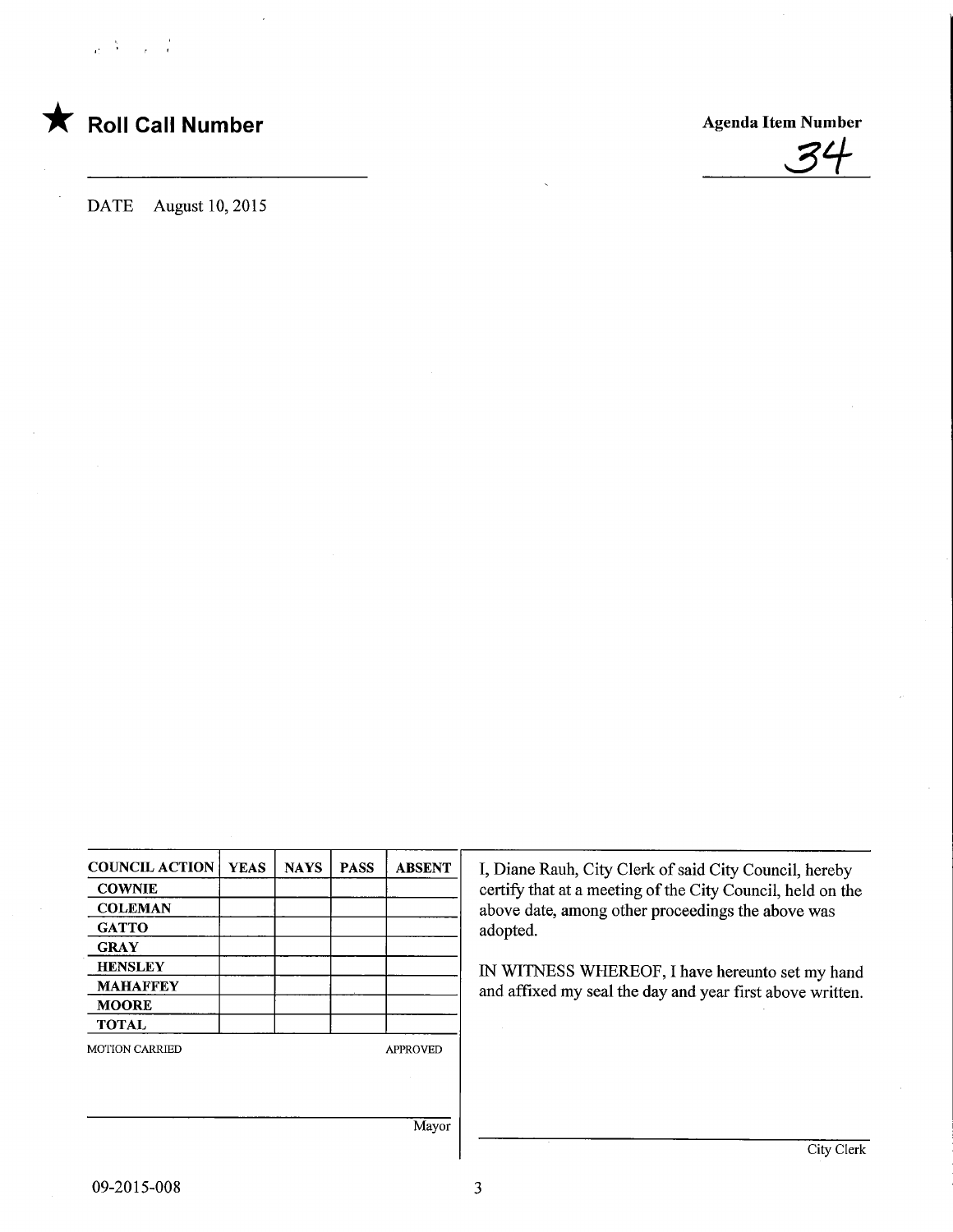★ **Roll Call Number**

**Agenda Item Number**

34

DATE August 10, 2015

| COUNCIL ACTION | YEAS | NAYS | PASS | ABSENT |
|---|---|---|---|---|
| COWNIE | | | | |
| COLEMAN | | | | |
| GATTO | | | | |
| GRAY | | | | |
| HENSLEY | | | | |
| MAHAFFEY | | | | |
| MOORE | | | | |
| TOTAL | | | | |

MOTION CARRIED APPROVED

Mayor

I, Diane Rauh, City Clerk of said City Council, hereby certify that at a meeting of the City Council, held on the above date, among other proceedings the above was adopted.

IN WITNESS WHEREOF, I have hereunto set my hand and affixed my seal the day and year first above written.

City Clerk

09-2015-008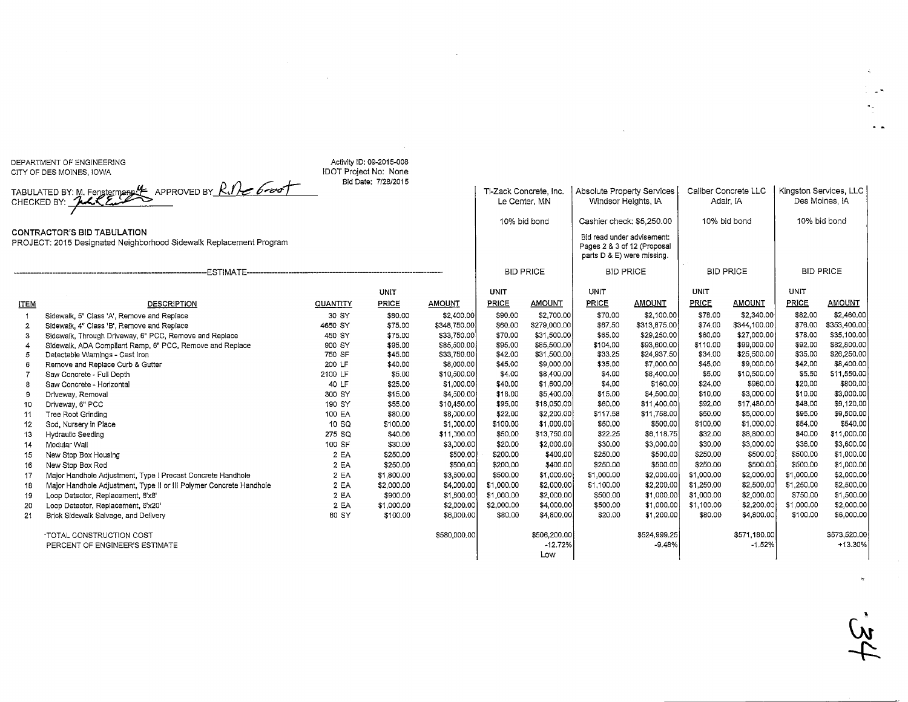DEPARTMENT OF ENGINEERING
CITY OF DES MOINES, IOWA

Activity ID: 09-2015-008
IDOT Project No: None
Bid Date: 7/28/2015

TABULATED BY: M. Fenstermann APPROVED BY R. De Groot
CHECKED BY:

**CONTRACTOR'S BID TABULATION**
PROJECT: 2015 Designated Neighborhood Sidewalk Replacement Program

| | | | ESTIMATE | | Ti-Zack Concrete, Inc. Le Center, MN | | Absolute Property Services Windsor Heights, IA | | Caliber Concrete LLC Adair, IA | | Kingston Services, LLC Des Moines, IA | |
|---|---|---|---|---|---|---|---|---|---|---|---|---|
| | | | | | 10% bid bond | | Cashier check: $5,250.00<br>Bid read under advisement: Pages 2 & 3 of 12 (Proposal parts D & E) were missing. | | 10% bid bond | | 10% bid bond | |
| | | | | | BID PRICE | | BID PRICE | | BID PRICE | | BID PRICE | |
| ITEM | DESCRIPTION | QUANTITY | UNIT PRICE | AMOUNT | UNIT PRICE | AMOUNT | UNIT PRICE | AMOUNT | UNIT PRICE | AMOUNT | UNIT PRICE | AMOUNT |
| 1 | Sidewalk, 5" Class 'A', Remove and Replace | 30 SY | $80.00 | $2,400.00 | $90.00 | $2,700.00 | $70.00 | $2,100.00 | $78.00 | $2,340.00 | $82.00 | $2,460.00 |
| 2 | Sidewalk, 4" Class 'B', Remove and Replace | 4650 SY | $75.00 | $348,750.00 | $60.00 | $279,000.00 | $67.50 | $313,875.00 | $74.00 | $344,100.00 | $76.00 | $353,400.00 |
| 3 | Sidewalk, Through Driveway, 6" PCC, Remove and Replace | 450 SY | $75.00 | $33,750.00 | $70.00 | $31,500.00 | $65.00 | $29,250.00 | $60.00 | $27,000.00 | $78.00 | $35,100.00 |
| 4 | Sidewalk, ADA Compliant Ramp, 6" PCC, Remove and Replace | 900 SY | $95.00 | $85,500.00 | $95.00 | $85,500.00 | $104.00 | $93,600.00 | $110.00 | $99,000.00 | $92.00 | $82,800.00 |
| 5 | Detectable Warnings - Cast Iron | 750 SF | $45.00 | $33,750.00 | $42.00 | $31,500.00 | $33.25 | $24,937.50 | $34.00 | $25,500.00 | $35.00 | $26,250.00 |
| 6 | Remove and Replace Curb & Gutter | 200 LF | $40.00 | $8,000.00 | $45.00 | $9,000.00 | $35.00 | $7,000.00 | $45.00 | $9,000.00 | $42.00 | $8,400.00 |
| 7 | Saw Concrete - Full Depth | 2100 LF | $5.00 | $10,500.00 | $4.00 | $8,400.00 | $4.00 | $8,400.00 | $5.00 | $10,500.00 | $5.50 | $11,550.00 |
| 8 | Saw Concrete - Horizontal | 40 LF | $25.00 | $1,000.00 | $40.00 | $1,600.00 | $4.00 | $160.00 | $24.00 | $960.00 | $20.00 | $800.00 |
| 9 | Driveway, Removal | 300 SY | $15.00 | $4,500.00 | $18.00 | $5,400.00 | $15.00 | $4,500.00 | $10.00 | $3,000.00 | $10.00 | $3,000.00 |
| 10 | Driveway, 6" PCC | 190 SY | $55.00 | $10,450.00 | $95.00 | $18,050.00 | $60.00 | $11,400.00 | $92.00 | $17,480.00 | $48.00 | $9,120.00 |
| 11 | Tree Root Grinding | 100 EA | $80.00 | $8,000.00 | $22.00 | $2,200.00 | $117.58 | $11,758.00 | $50.00 | $5,000.00 | $95.00 | $9,500.00 |
| 12 | Sod, Nursery in Place | 10 SQ | $100.00 | $1,000.00 | $100.00 | $1,000.00 | $50.00 | $500.00 | $100.00 | $1,000.00 | $54.00 | $540.00 |
| 13 | Hydraulic Seeding | 275 SQ | $40.00 | $11,000.00 | $50.00 | $13,750.00 | $22.25 | $6,118.75 | $32.00 | $8,800.00 | $40.00 | $11,000.00 |
| 14 | Modular Wall | 100 SF | $30.00 | $3,000.00 | $20.00 | $2,000.00 | $30.00 | $3,000.00 | $30.00 | $3,000.00 | $36.00 | $3,600.00 |
| 15 | New Stop Box Housing | 2 EA | $250.00 | $500.00 | $200.00 | $400.00 | $250.00 | $500.00 | $250.00 | $500.00 | $500.00 | $1,000.00 |
| 16 | New Stop Box Rod | 2 EA | $250.00 | $500.00 | $200.00 | $400.00 | $250.00 | $500.00 | $250.00 | $500.00 | $500.00 | $1,000.00 |
| 17 | Major Handhole Adjustment, Type I Precast Concrete Handhole | 2 EA | $1,800.00 | $3,600.00 | $500.00 | $1,000.00 | $1,000.00 | $2,000.00 | $1,000.00 | $2,000.00 | $1,000.00 | $2,000.00 |
| 18 | Major Handhole Adjustment, Type II or III Polymer Concrete Handhole | 2 EA | $2,000.00 | $4,000.00 | $1,000.00 | $2,000.00 | $1,100.00 | $2,200.00 | $1,250.00 | $2,500.00 | $1,250.00 | $2,500.00 |
| 19 | Loop Detector, Replacement, 6'x8' | 2 EA | $900.00 | $1,800.00 | $1,000.00 | $2,000.00 | $500.00 | $1,000.00 | $1,000.00 | $2,000.00 | $750.00 | $1,500.00 |
| 20 | Loop Detector, Replacement, 6'x20' | 2 EA | $1,000.00 | $2,000.00 | $2,000.00 | $4,000.00 | $500.00 | $1,000.00 | $1,100.00 | $2,200.00 | $1,000.00 | $2,000.00 |
| 21 | Brick Sidewalk Salvage, and Delivery | 60 SY | $100.00 | $6,000.00 | $80.00 | $4,800.00 | $20.00 | $1,200.00 | $80.00 | $4,800.00 | $100.00 | $6,000.00 |
| | TOTAL CONSTRUCTION COST | | | $580,000.00 | | $506,200.00 | | $524,999.25 | | $571,180.00 | | $573,520.00 |
| | PERCENT OF ENGINEER'S ESTIMATE | | | | | -12.72%<br>Low | | -9.48% | | -1.52% | | +13.30% |